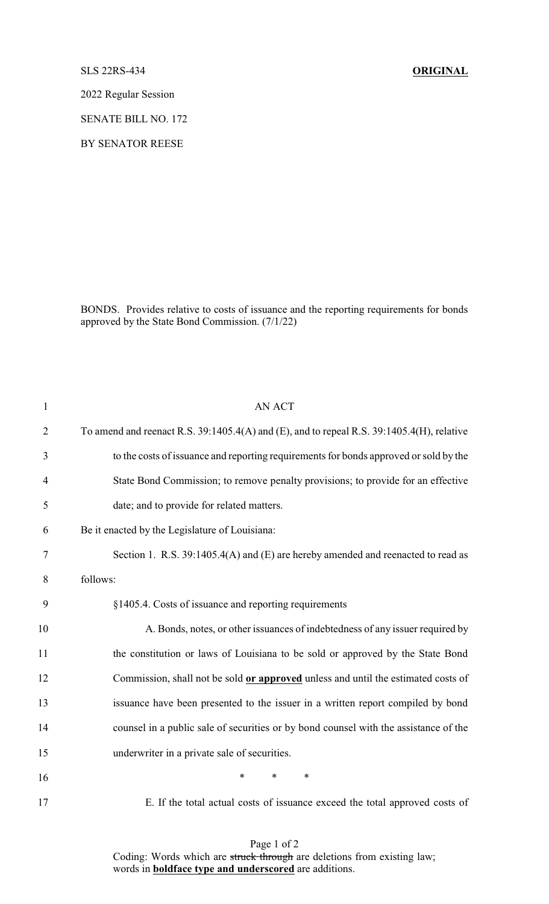SLS 22RS-434 **ORIGINAL**

2022 Regular Session

SENATE BILL NO. 172

BY SENATOR REESE

BONDS. Provides relative to costs of issuance and the reporting requirements for bonds approved by the State Bond Commission. (7/1/22)

AN ACT

To amend and reenact R.S. 39:1405.4(A) and (E), and to repeal R.S. 39:1405.4(H), relative to the costs of issuance and reporting requirements for bonds approved or sold by the State Bond Commission; to remove penalty provisions; to provide for an effective date; and to provide for related matters.

Be it enacted by the Legislature of Louisiana:

Section 1. R.S. 39:1405.4(A) and (E) are hereby amended and reenacted to read as follows:

§1405.4. Costs of issuance and reporting requirements

A. Bonds, notes, or other issuances of indebtedness of any issuer required by the constitution or laws of Louisiana to be sold or approved by the State Bond Commission, shall not be sold **or approved** unless and until the estimated costs of issuance have been presented to the issuer in a written report compiled by bond counsel in a public sale of securities or by bond counsel with the assistance of the underwriter in a private sale of securities.

\* \* \*

E. If the total actual costs of issuance exceed the total approved costs of

Coding: Words which are ~~struck through~~ are deletions from existing law; words in **boldface type and underscored** are additions.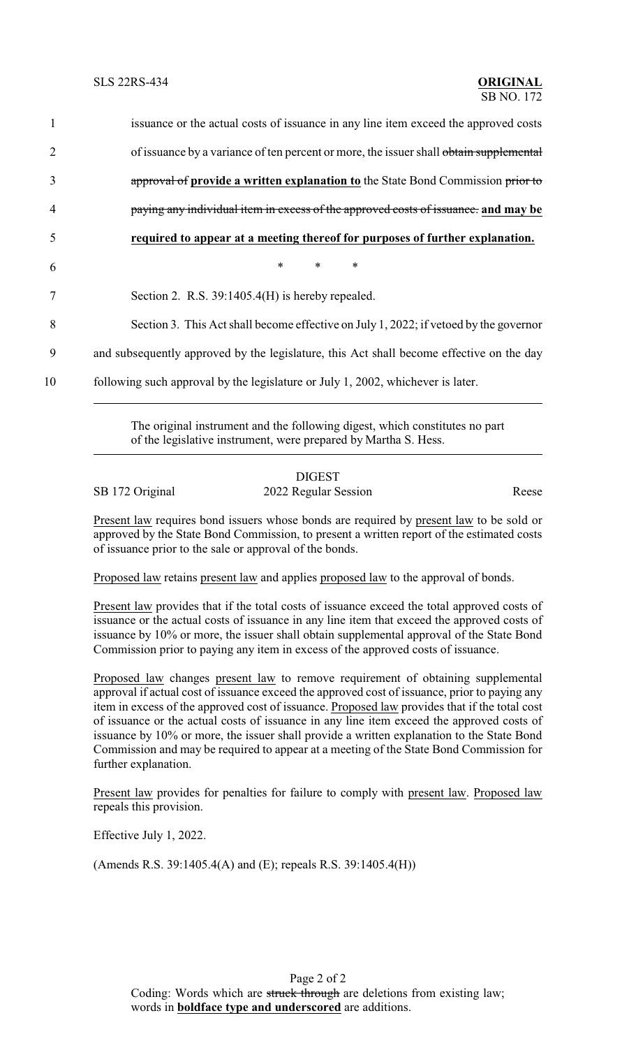issuance or the actual costs of issuance in any line item exceed the approved costs of issuance by a variance of ten percent or more, the issuer shall ~~obtain supplemental approval of~~ **provide a written explanation to** the State Bond Commission ~~prior to paying any individual item in excess of the approved costs of issuance.~~ **and may be required to appear at a meeting thereof for purposes of further explanation.**

\* \* \*

Section 2. R.S. 39:1405.4(H) is hereby repealed.

Section 3. This Act shall become effective on July 1, 2022; if vetoed by the governor and subsequently approved by the legislature, this Act shall become effective on the day following such approval by the legislature or July 1, 2002, whichever is later.

---

The original instrument and the following digest, which constitutes no part of the legislative instrument, were prepared by Martha S. Hess.

---

## DIGEST

SB 172 Original — 2022 Regular Session — Reese

Present law requires bond issuers whose bonds are required by present law to be sold or approved by the State Bond Commission, to present a written report of the estimated costs of issuance prior to the sale or approval of the bonds.

Proposed law retains present law and applies proposed law to the approval of bonds.

Present law provides that if the total costs of issuance exceed the total approved costs of issuance or the actual costs of issuance in any line item that exceed the approved costs of issuance by 10% or more, the issuer shall obtain supplemental approval of the State Bond Commission prior to paying any item in excess of the approved costs of issuance.

Proposed law changes present law to remove requirement of obtaining supplemental approval if actual cost of issuance exceed the approved cost of issuance, prior to paying any item in excess of the approved cost of issuance. Proposed law provides that if the total cost of issuance or the actual costs of issuance in any line item exceed the approved costs of issuance by 10% or more, the issuer shall provide a written explanation to the State Bond Commission and may be required to appear at a meeting of the State Bond Commission for further explanation.

Present law provides for penalties for failure to comply with present law. Proposed law repeals this provision.

Effective July 1, 2022.

(Amends R.S. 39:1405.4(A) and (E); repeals R.S. 39:1405.4(H))

Coding: Words which are ~~struck through~~ are deletions from existing law; words in **boldface type and underscored** are additions.